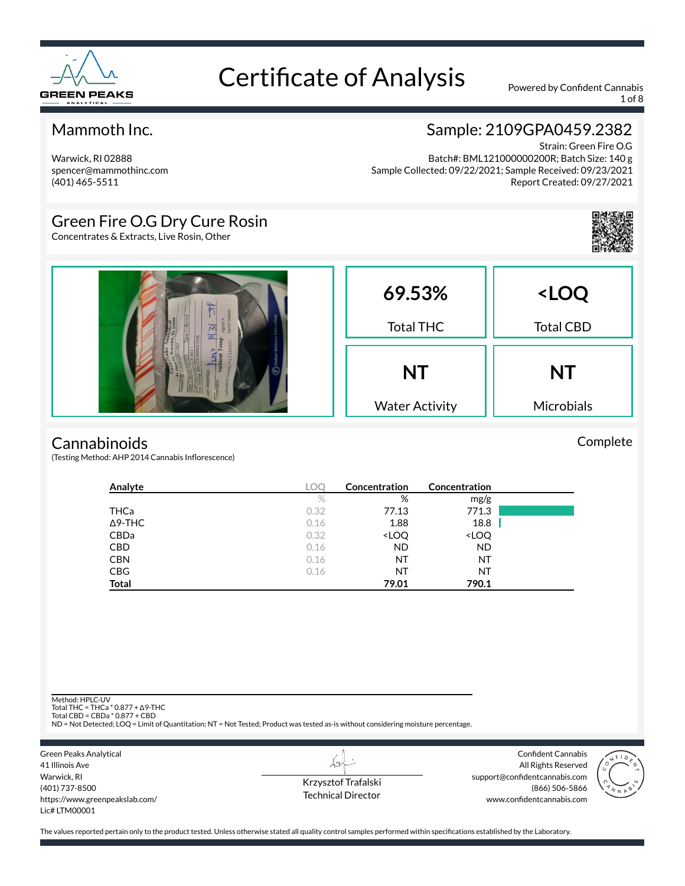# Certificate of Analysis

Powered by Confident Cannabis

## Mammoth Inc.

Warwick, RI 02888
spencer@mammothinc.com
(401) 465-5511

## Sample: 2109GPA0459.2382

Strain: Green Fire O.G
Batch#: BML121000000200R; Batch Size: 140 g
Sample Collected: 09/22/2021; Sample Received: 09/23/2021
Report Created: 09/27/2021

## Green Fire O.G Dry Cure Rosin

Concentrates & Extracts, Live Rosin, Other

| **69.53%** | **<LOQ** |
|---|---|
| Total THC | Total CBD |
| **NT** | **NT** |
| Water Activity | Microbials |

## Cannabinoids

Complete

(Testing Method: AHP 2014 Cannabis Inflorescence)

| Analyte | LOQ | Concentration | Concentration |
|---|---|---|---|
| | % | % | mg/g |
| THCa | 0.32 | 77.13 | 771.3 |
| Δ9-THC | 0.16 | 1.88 | 18.8 |
| CBDa | 0.32 | <LOQ | <LOQ |
| CBD | 0.16 | ND | ND |
| CBN | 0.16 | NT | NT |
| CBG | 0.16 | NT | NT |
| **Total** | | **79.01** | **790.1** |

Method: HPLC-UV
Total THC = THCa * 0.877 + Δ9-THC
Total CBD = CBDa * 0.877 + CBD
ND = Not Detected; LOQ = Limit of Quantitation; NT = Not Tested; Product was tested as-is without considering moisture percentage.

Green Peaks Analytical
41 Illinois Ave
Warwick, RI
(401) 737-8500
https://www.greenpeakslab.com/
Lic# LTM00001

Krzysztof Trafalski
Technical Director

Confident Cannabis
All Rights Reserved
support@confidentcannabis.com
(866) 506-5866
www.confidentcannabis.com

The values reported pertain only to the product tested. Unless otherwise stated all quality control samples performed within specifications established by the Laboratory.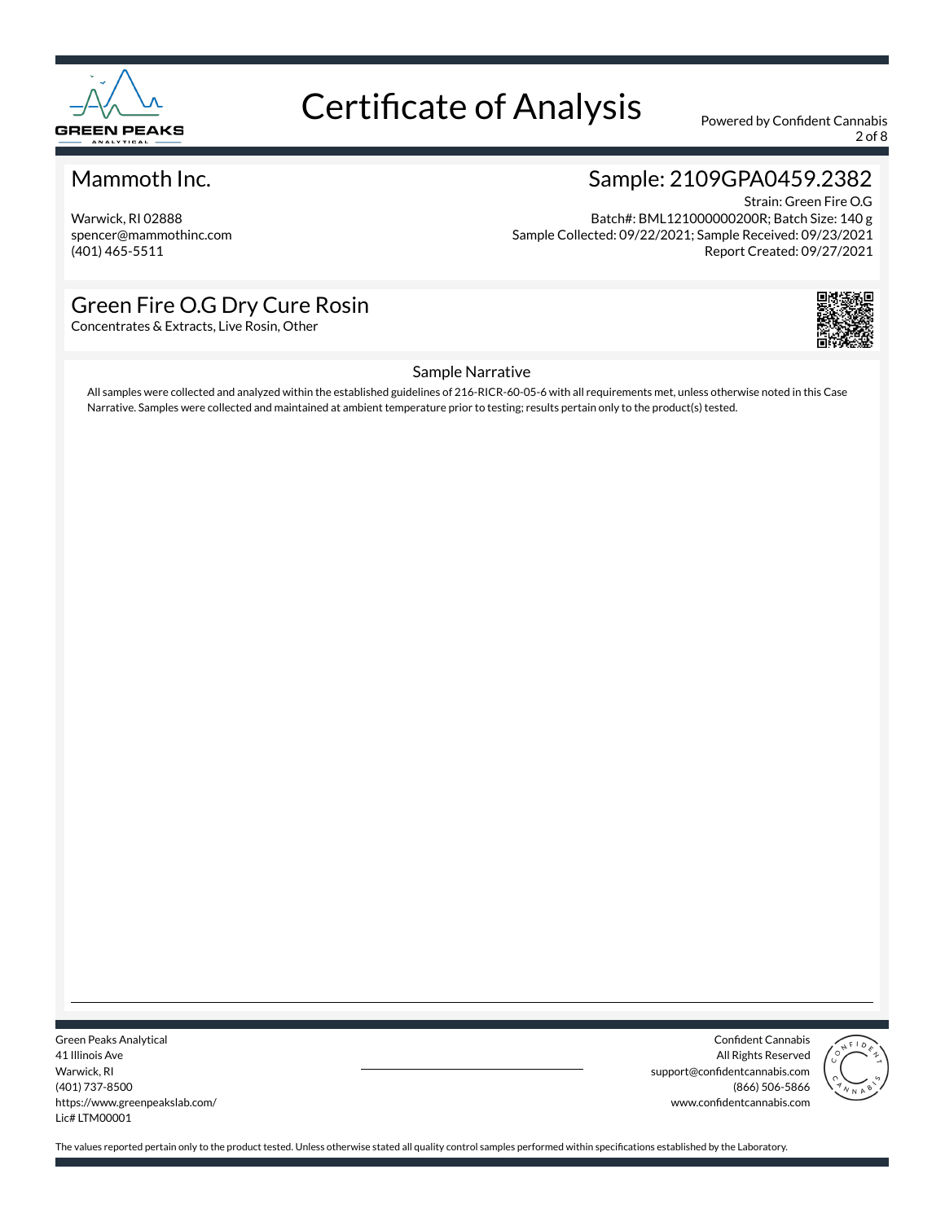# Certificate of Analysis

Powered by Confident Cannabis

## Mammoth Inc.

Warwick, RI 02888
spencer@mammothinc.com
(401) 465-5511

## Sample: 2109GPA0459.2382

Strain: Green Fire O.G
Batch#: BML121000000200R; Batch Size: 140 g
Sample Collected: 09/22/2021; Sample Received: 09/23/2021
Report Created: 09/27/2021

## Green Fire O.G Dry Cure Rosin

Concentrates & Extracts, Live Rosin, Other

### Sample Narrative

All samples were collected and analyzed within the established guidelines of 216-RICR-60-05-6 with all requirements met, unless otherwise noted in this Case Narrative. Samples were collected and maintained at ambient temperature prior to testing; results pertain only to the product(s) tested.

Green Peaks Analytical
41 Illinois Ave
Warwick, RI
(401) 737-8500
https://www.greenpeakslab.com/
Lic# LTM00001

Confident Cannabis
All Rights Reserved
support@confidentcannabis.com
(866) 506-5866
www.confidentcannabis.com

The values reported pertain only to the product tested. Unless otherwise stated all quality control samples performed within specifications established by the Laboratory.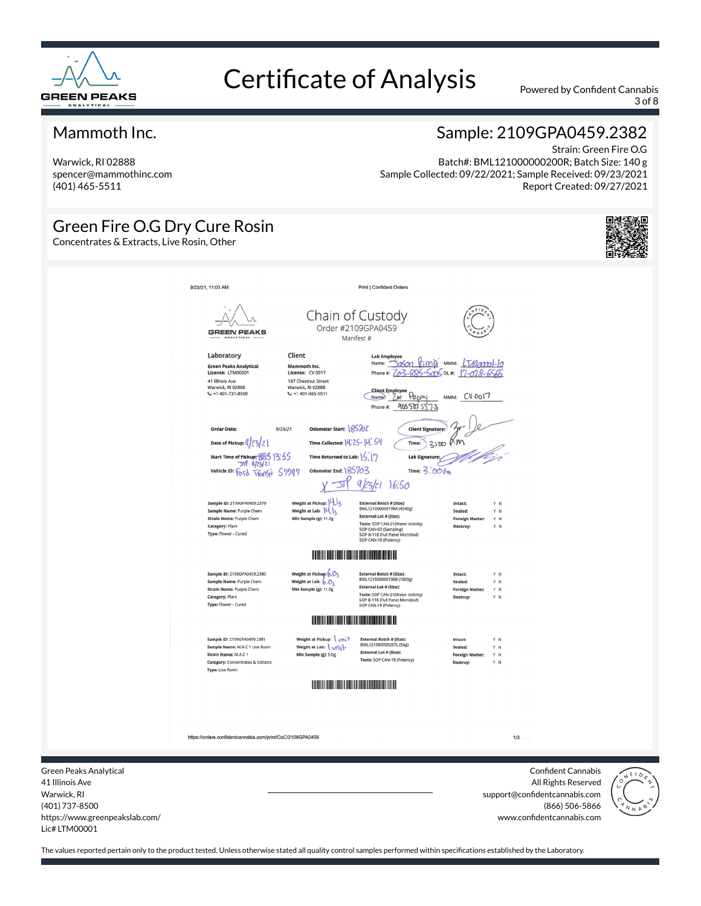# Certificate of Analysis

Powered by Confident Cannabis

## Mammoth Inc.

Warwick, RI 02888
spencer@mammothinc.com
(401) 465-5511

## Sample: 2109GPA0459.2382

Strain: Green Fire O.G
Batch#: BML121000000200R; Batch Size: 140 g
Sample Collected: 09/22/2021; Sample Received: 09/23/2021
Report Created: 09/27/2021

## Green Fire O.G Dry Cure Rosin

Concentrates & Extracts, Live Rosin, Other

---

9/23/21, 11:03 AM — Print | Confident Orders

### Chain of Custody

Order #2109GPA0459
Manifest #

**Laboratory**
Green Peaks Analytical
License: LTM00001
41 Illinois Ave
Warwick, RI 02888
+1 401-737-8500

**Client**
Mammoth Inc.
License: CV 0017
187 Chestnut Street
Warwick, RI 02888
+1 401-465-5511

**Lab Employee**
Name: Jason Pirini — MMM: LTM00001-10
Phone #: 203-885-5005 — DL #: 17-078-6566

**Client Employee**
Name: Zoe Papay — MMM: CV 0017
Phone #: 9065075573

| | | | |
|---|---|---|---|
| Order Date: 9/23/21 | Odometer Start: 185702 | Client Signature: (signed) | |
| Date of Pickup: 9/23/21 | Time Collected: 14:25-14:54 | Time: 3:00 PM | |
| Start Time of Pickup: 13:55 (JTP 9/23/21) | Time Returned to Lab: 15:17 | Lab Signature: (signed) | |
| Vehicle ID: Ford Transit 57797 | Odometer End: 185703 | Time: 3:00 PM | |

X JTP 9/23/21 16:50

| Sample | Weight | External Batch / Tests | Status |
|---|---|---|---|
| Sample ID: 2109GPA0459.2379; Sample Name: Purple Chem; Strain Name: Purple Chem; Category: Plant; Type: Flower - Cured | Weight at Pickup: 14.1g; Weight at Lab: 14.1g; Min Sample (g): 11.0g | External Batch # (Size): BML121000000198A (4540g); External Lot # (Size):; Tests: SOP CAN-21(Water Activity), SOP CAN-03 (Sampling), SOP B-118 (Full Panel Microbial), SOP CAN-18 (Potency) | Intact: Y N; Sealed: Y N; Foreign Matter: Y N; Destroy: Y N |
| Sample ID: 2109GPA0459.2380; Sample Name: Purple Chem; Strain Name: Purple Chem; Category: Plant; Type: Flower - Cured | Weight at Pickup: 6.0g; Weight at Lab: 6.0g; Min Sample (g): 11.0g | External Batch # (Size): BML121000000198B (1800g); External Lot # (Size):; Tests: SOP CAN-21(Water Activity), SOP B-118 (Full Panel Microbial), SOP CAN-18 (Potency) | Intact: Y N; Sealed: Y N; Foreign Matter: Y N; Destroy: Y N |
| Sample ID: 2109GPA0459.2381; Sample Name: M.A.C 1 Live Rosin; Strain Name: M.A.C 1; Category: Concentrates & Extracts; Type: Live Rosin | Weight at Pickup: 1 unit; Weight at Lab: 1 unit; Min Sample (g): 5.0g | External Batch # (Size): BML121000000207L (56g); External Lot # (Size):; Tests: SOP CAN-18 (Potency) | Intact: Y N; Sealed: Y N; Foreign Matter: Y N; Destroy: Y N |

https://orders.confidentcannabis.com/print/CoC/2109GPA0459 — 1/3

---

Green Peaks Analytical
41 Illinois Ave
Warwick, RI
(401) 737-8500
https://www.greenpeakslab.com/
Lic# LTM00001

Confident Cannabis
All Rights Reserved
support@confidentcannabis.com
(866) 506-5866
www.confidentcannabis.com

The values reported pertain only to the product tested. Unless otherwise stated all quality control samples performed within specifications established by the Laboratory.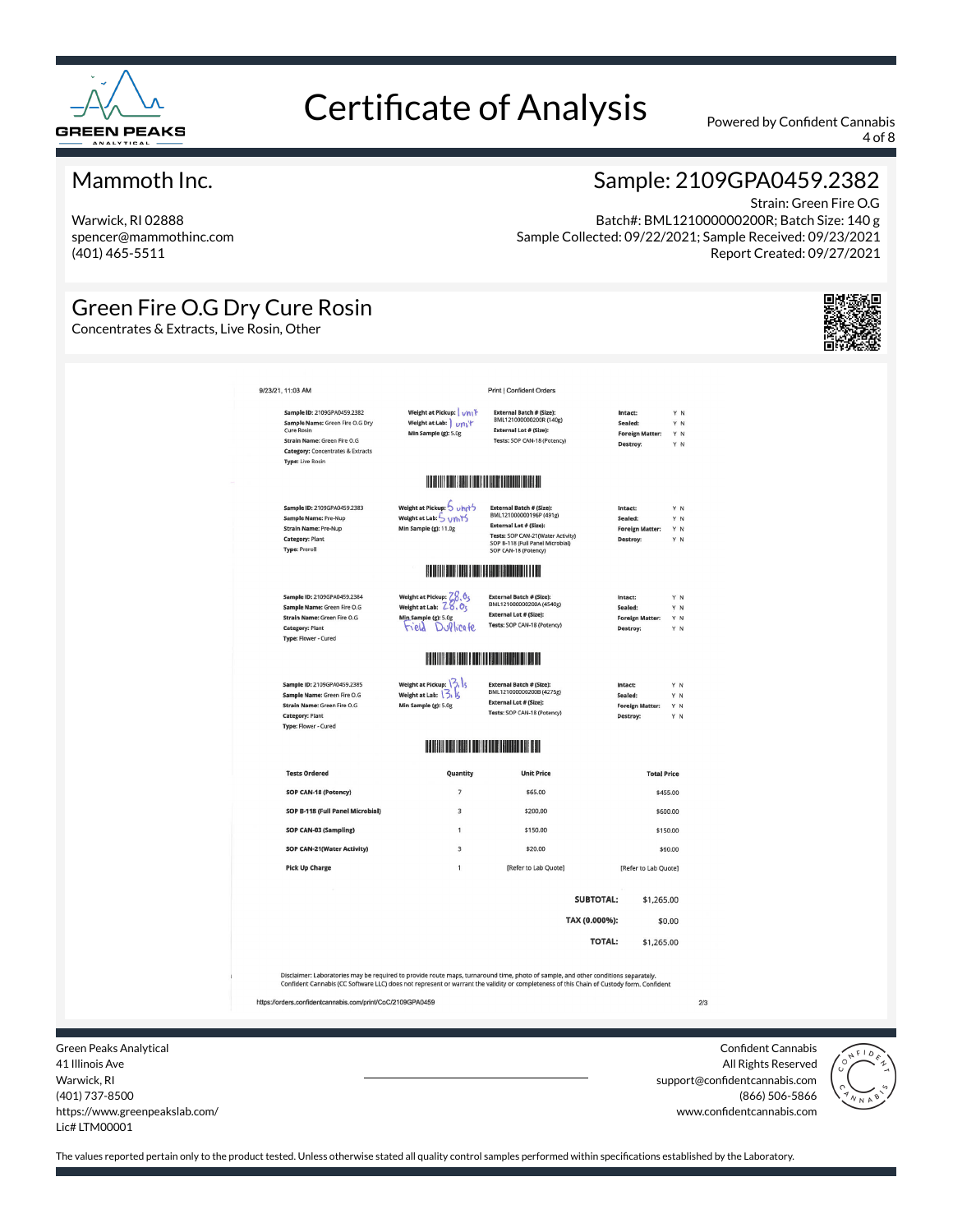# Certificate of Analysis

Powered by Confident Cannabis

## Mammoth Inc.

Warwick, RI 02888
spencer@mammothinc.com
(401) 465-5511

## Sample: 2109GPA0459.2382

Strain: Green Fire O.G
Batch#: BML121000000200R; Batch Size: 140 g
Sample Collected: 09/22/2021; Sample Received: 09/23/2021
Report Created: 09/27/2021

## Green Fire O.G Dry Cure Rosin

Concentrates & Extracts, Live Rosin, Other

9/23/21, 11:03 AM — Print | Confident Orders

| Sample | Weight | External Batch / Tests | Condition |
|---|---|---|---|
| **Sample ID:** 2109GPA0459.2382<br>**Sample Name:** Green Fire O.G Dry Cure Rosin<br>**Strain Name:** Green Fire O.G<br>**Category:** Concentrates & Extracts<br>**Type:** Live Rosin | **Weight at Pickup:** 1 unit<br>**Weight at Lab:** 1 unit<br>**Min Sample (g):** 5.0g | **External Batch # (Size):** BML121000000200R (140g)<br>**External Lot # (Size):**<br>**Tests:** SOP CAN-18 (Potency) | **Intact:** Y N<br>**Sealed:** Y N<br>**Foreign Matter:** Y N<br>**Destroy:** Y N |
| **Sample ID:** 2109GPA0459.2383<br>**Sample Name:** Pre-Nup<br>**Strain Name:** Pre-Nup<br>**Category:** Plant<br>**Type:** Preroll | **Weight at Pickup:** 5 units<br>**Weight at Lab:** 5 units<br>**Min Sample (g):** 11.0g | **External Batch # (Size):** BML121000000196P (491g)<br>**External Lot # (Size):**<br>**Tests:** SOP CAN-21(Water Activity) SOP B-118 (Full Panel Microbial) SOP CAN-18 (Potency) | **Intact:** Y N<br>**Sealed:** Y N<br>**Foreign Matter:** Y N<br>**Destroy:** Y N |
| **Sample ID:** 2109GPA0459.2384<br>**Sample Name:** Green Fire O.G<br>**Strain Name:** Green Fire O.G<br>**Category:** Plant<br>**Type:** Flower - Cured | **Weight at Pickup:** 28.0g<br>**Weight at Lab:** 28.0g<br>**Min Sample (g):** 5.0g<br>Field Duplicate | **External Batch # (Size):** BML121000000200A (4540g)<br>**External Lot # (Size):**<br>**Tests:** SOP CAN-18 (Potency) | **Intact:** Y N<br>**Sealed:** Y N<br>**Foreign Matter:** Y N<br>**Destroy:** Y N |
| **Sample ID:** 2109GPA0459.2385<br>**Sample Name:** Green Fire O.G<br>**Strain Name:** Green Fire O.G<br>**Category:** Plant<br>**Type:** Flower - Cured | **Weight at Pickup:** 13 lb<br>**Weight at Lab:** 13 lb<br>**Min Sample (g):** 5.0g | **External Batch # (Size):** BML121000000200B (4275g)<br>**External Lot # (Size):**<br>**Tests:** SOP CAN-18 (Potency) | **Intact:** Y N<br>**Sealed:** Y N<br>**Foreign Matter:** Y N<br>**Destroy:** Y N |

| Tests Ordered | Quantity | Unit Price | Total Price |
|---|---|---|---|
| SOP CAN-18 (Potency) | 7 | $65.00 | $455.00 |
| SOP B-118 (Full Panel Microbial) | 3 | $200.00 | $600.00 |
| SOP CAN-03 (Sampling) | 1 | $150.00 | $150.00 |
| SOP CAN-21(Water Activity) | 3 | $20.00 | $60.00 |
| Pick Up Charge | 1 | [Refer to Lab Quote] | [Refer to Lab Quote] |

**SUBTOTAL:** $1,265.00
**TAX (0.000%):** $0.00
**TOTAL:** $1,265.00

Disclaimer: Laboratories may be required to provide route maps, turnaround time, photo of sample, and other conditions separately. Confident Cannabis (CC Software LLC) does not represent or warrant the validity or completeness of this Chain of Custody form. Confident

https://orders.confidentcannabis.com/print/CoC/2109GPA0459 — 2/3

Green Peaks Analytical
41 Illinois Ave
Warwick, RI
(401) 737-8500
https://www.greenpeakslab.com/
Lic# LTM00001

Confident Cannabis
All Rights Reserved
support@confidentcannabis.com
(866) 506-5866
www.confidentcannabis.com

The values reported pertain only to the product tested. Unless otherwise stated all quality control samples performed within specifications established by the Laboratory.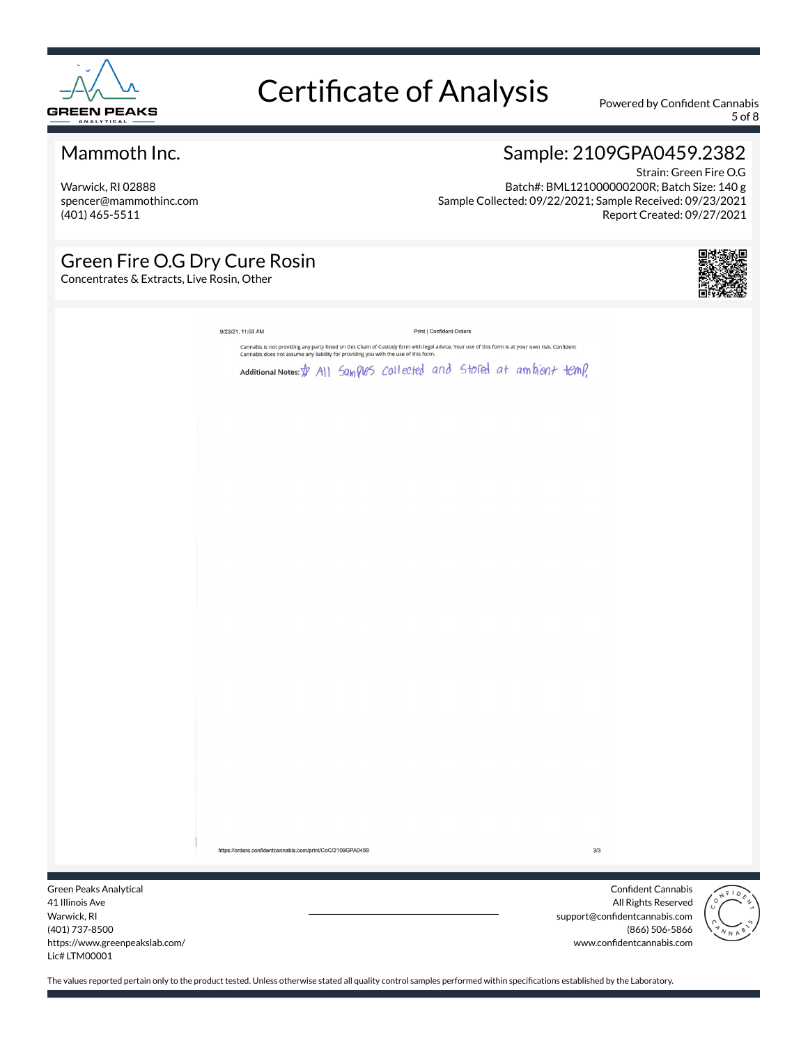# Certificate of Analysis

Powered by Confident Cannabis

## Mammoth Inc.

Warwick, RI 02888
spencer@mammothinc.com
(401) 465-5511

## Sample: 2109GPA0459.2382

Strain: Green Fire O.G
Batch#: BML121000000200R; Batch Size: 140 g
Sample Collected: 09/22/2021; Sample Received: 09/23/2021
Report Created: 09/27/2021

## Green Fire O.G Dry Cure Rosin

Concentrates & Extracts, Live Rosin, Other

9/23/21, 11:03 AM Print | Confident Orders

Cannabis is not providing any party listed on this Chain of Custody form with legal advice. Your use of this form is at your own risk. Confident Cannabis does not assume any liability for providing you with the use of this form.

**Additional Notes:** ☆ All Samples collected and Stored at ambient temp.

https://orders.confidentcannabis.com/print/CoC/2109GPA0459 3/3

Green Peaks Analytical
41 Illinois Ave
Warwick, RI
(401) 737-8500
https://www.greenpeakslab.com/
Lic# LTM00001

Confident Cannabis
All Rights Reserved
support@confidentcannabis.com
(866) 506-5866
www.confidentcannabis.com

The values reported pertain only to the product tested. Unless otherwise stated all quality control samples performed within specifications established by the Laboratory.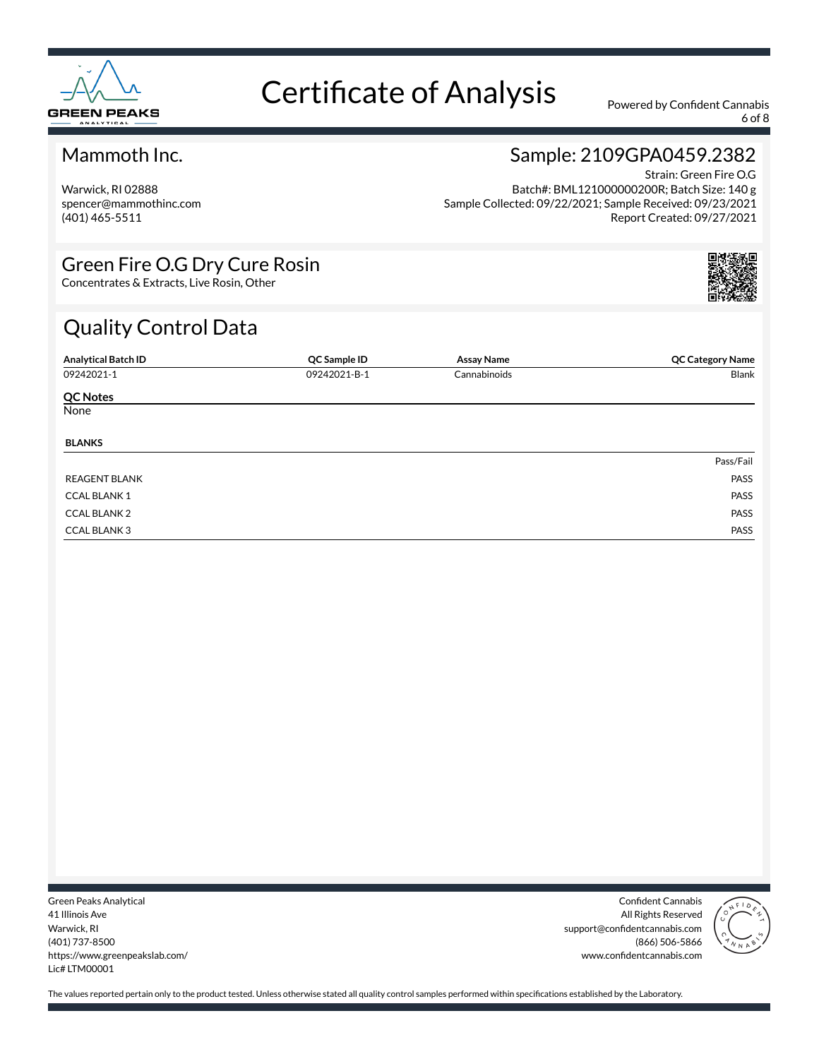# Certificate of Analysis

Powered by Confident Cannabis

## Mammoth Inc.

Warwick, RI 02888
spencer@mammothinc.com
(401) 465-5511

## Sample: 2109GPA0459.2382

Strain: Green Fire O.G
Batch#: BML121000000200R; Batch Size: 140 g
Sample Collected: 09/22/2021; Sample Received: 09/23/2021
Report Created: 09/27/2021

## Green Fire O.G Dry Cure Rosin

Concentrates & Extracts, Live Rosin, Other

## Quality Control Data

| Analytical Batch ID | QC Sample ID | Assay Name | QC Category Name |
|---|---|---|---|
| 09242021-1 | 09242021-B-1 | Cannabinoids | Blank |

**QC Notes**

None

**BLANKS**

| | Pass/Fail |
|---|---|
| REAGENT BLANK | PASS |
| CCAL BLANK 1 | PASS |
| CCAL BLANK 2 | PASS |
| CCAL BLANK 3 | PASS |

Green Peaks Analytical
41 Illinois Ave
Warwick, RI
(401) 737-8500
https://www.greenpeakslab.com/
Lic# LTM00001

Confident Cannabis
All Rights Reserved
support@confidentcannabis.com
(866) 506-5866
www.confidentcannabis.com

The values reported pertain only to the product tested. Unless otherwise stated all quality control samples performed within specifications established by the Laboratory.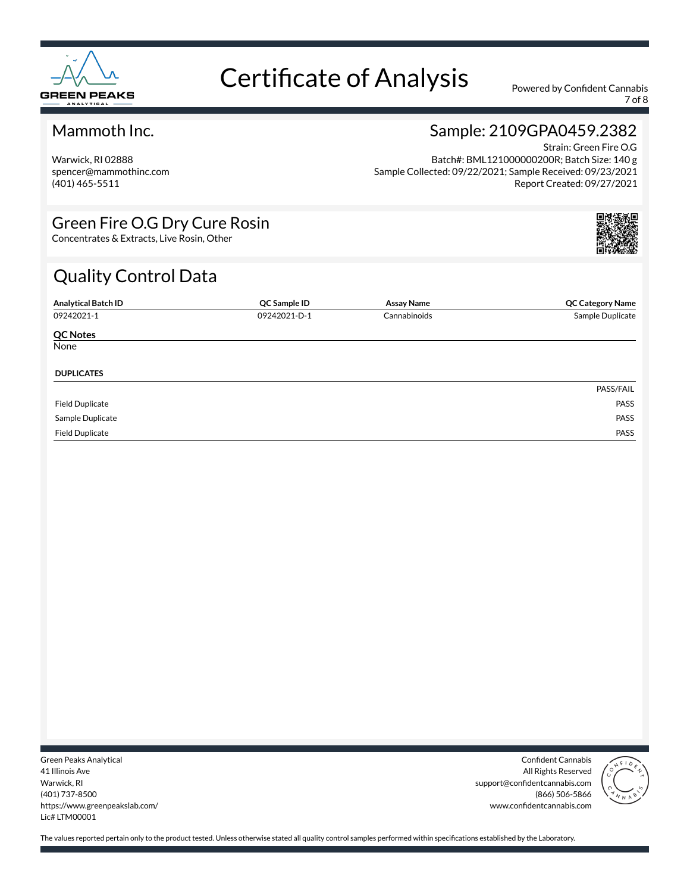# Certificate of Analysis

Powered by Confident Cannabis

## Mammoth Inc.

Warwick, RI 02888
spencer@mammothinc.com
(401) 465-5511

## Sample: 2109GPA0459.2382

Strain: Green Fire O.G
Batch#: BML121000000200R; Batch Size: 140 g
Sample Collected: 09/22/2021; Sample Received: 09/23/2021
Report Created: 09/27/2021

## Green Fire O.G Dry Cure Rosin

Concentrates & Extracts, Live Rosin, Other

## Quality Control Data

| Analytical Batch ID | QC Sample ID | Assay Name | QC Category Name |
|---|---|---|---|
| 09242021-1 | 09242021-D-1 | Cannabinoids | Sample Duplicate |

**QC Notes**

None

**DUPLICATES**

| | PASS/FAIL |
|---|---|
| Field Duplicate | PASS |
| Sample Duplicate | PASS |
| Field Duplicate | PASS |

Green Peaks Analytical
41 Illinois Ave
Warwick, RI
(401) 737-8500
https://www.greenpeakslab.com/
Lic# LTM00001

Confident Cannabis
All Rights Reserved
support@confidentcannabis.com
(866) 506-5866
www.confidentcannabis.com

The values reported pertain only to the product tested. Unless otherwise stated all quality control samples performed within specifications established by the Laboratory.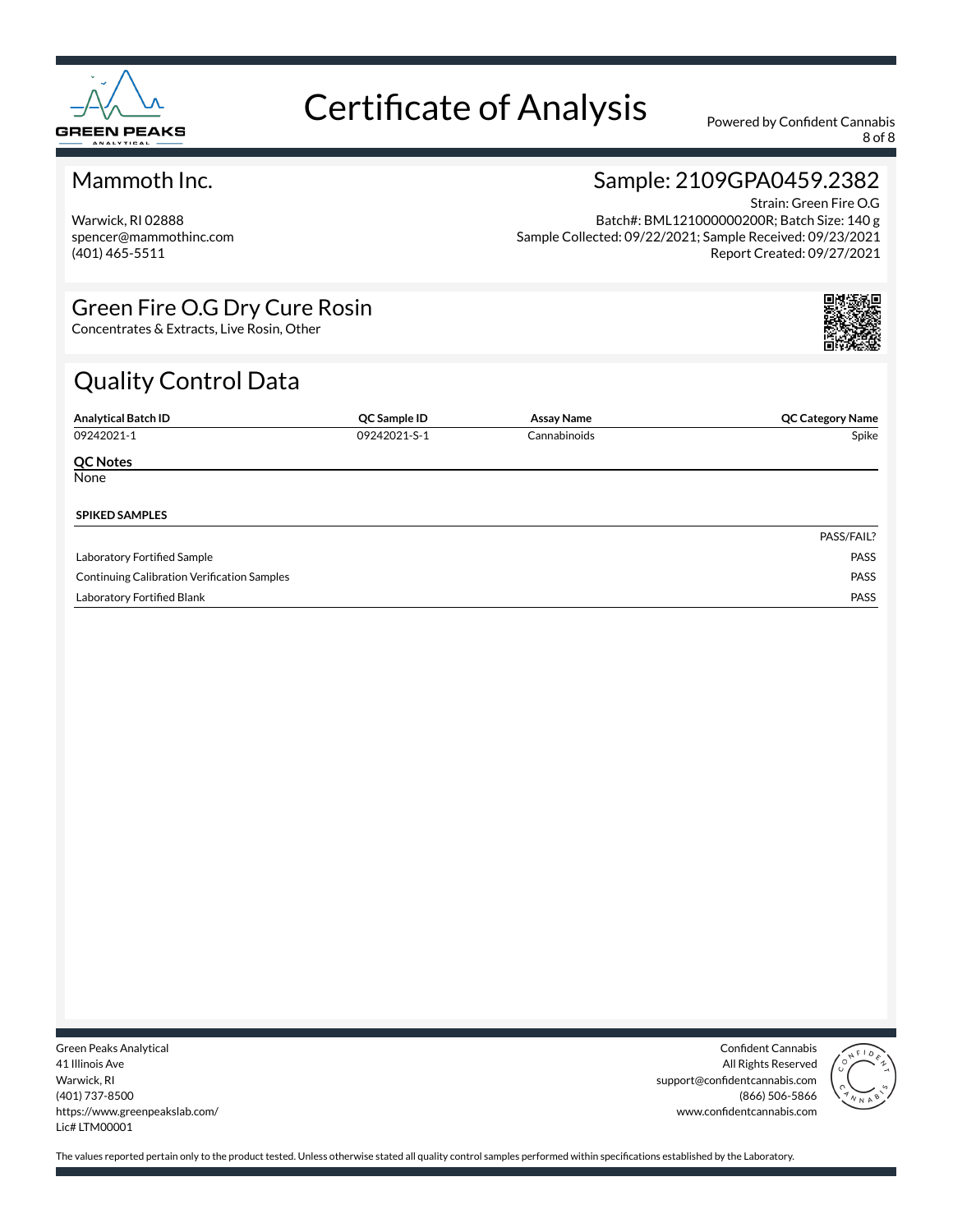# Certificate of Analysis

Powered by Confident Cannabis

## Mammoth Inc.

Warwick, RI 02888
spencer@mammothinc.com
(401) 465-5511

## Sample: 2109GPA0459.2382

Strain: Green Fire O.G
Batch#: BML121000000200R; Batch Size: 140 g
Sample Collected: 09/22/2021; Sample Received: 09/23/2021
Report Created: 09/27/2021

## Green Fire O.G Dry Cure Rosin

Concentrates & Extracts, Live Rosin, Other

## Quality Control Data

| Analytical Batch ID | QC Sample ID | Assay Name | QC Category Name |
|---|---|---|---|
| 09242021-1 | 09242021-S-1 | Cannabinoids | Spike |

**QC Notes**

None

**SPIKED SAMPLES**

| | PASS/FAIL? |
|---|---|
| Laboratory Fortified Sample | PASS |
| Continuing Calibration Verification Samples | PASS |
| Laboratory Fortified Blank | PASS |

Green Peaks Analytical
41 Illinois Ave
Warwick, RI
(401) 737-8500
https://www.greenpeakslab.com/
Lic# LTM00001

Confident Cannabis
All Rights Reserved
support@confidentcannabis.com
(866) 506-5866
www.confidentcannabis.com

The values reported pertain only to the product tested. Unless otherwise stated all quality control samples performed within specifications established by the Laboratory.